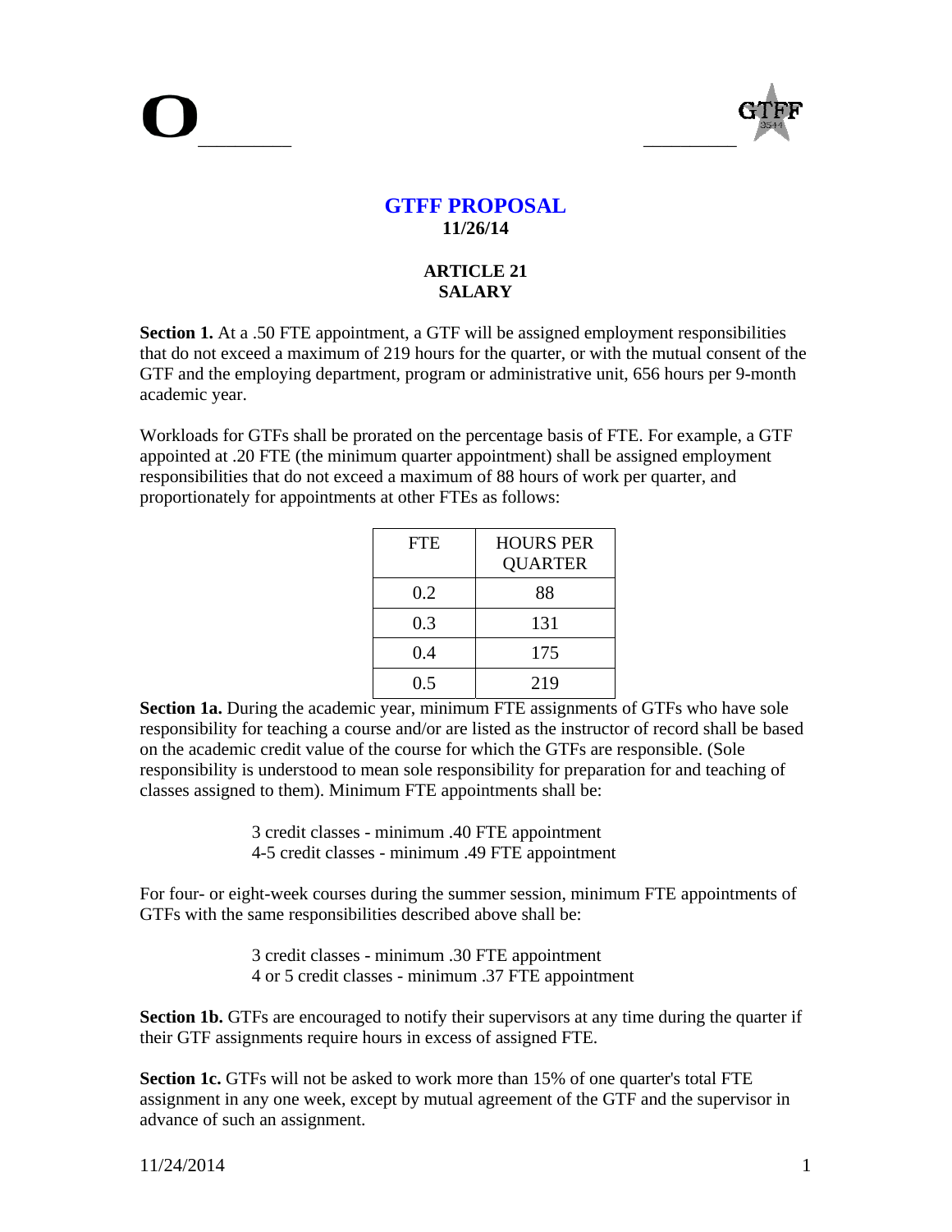# GTFF PROPOSAL

**11/26/14**

## ARTICLE 21
## SALARY

**Section 1.** At a .50 FTE appointment, a GTF will be assigned employment responsibilities that do not exceed a maximum of 219 hours for the quarter, or with the mutual consent of the GTF and the employing department, program or administrative unit, 656 hours per 9-month academic year.

Workloads for GTFs shall be prorated on the percentage basis of FTE. For example, a GTF appointed at .20 FTE (the minimum quarter appointment) shall be assigned employment responsibilities that do not exceed a maximum of 88 hours of work per quarter, and proportionately for appointments at other FTEs as follows:

| FTE | HOURS PER QUARTER |
|---|---|
| 0.2 | 88 |
| 0.3 | 131 |
| 0.4 | 175 |
| 0.5 | 219 |

**Section 1a.** During the academic year, minimum FTE assignments of GTFs who have sole responsibility for teaching a course and/or are listed as the instructor of record shall be based on the academic credit value of the course for which the GTFs are responsible. (Sole responsibility is understood to mean sole responsibility for preparation for and teaching of classes assigned to them). Minimum FTE appointments shall be:

3 credit classes - minimum .40 FTE appointment
4-5 credit classes - minimum .49 FTE appointment

For four- or eight-week courses during the summer session, minimum FTE appointments of GTFs with the same responsibilities described above shall be:

3 credit classes - minimum .30 FTE appointment
4 or 5 credit classes - minimum .37 FTE appointment

**Section 1b.** GTFs are encouraged to notify their supervisors at any time during the quarter if their GTF assignments require hours in excess of assigned FTE.

**Section 1c.** GTFs will not be asked to work more than 15% of one quarter's total FTE assignment in any one week, except by mutual agreement of the GTF and the supervisor in advance of such an assignment.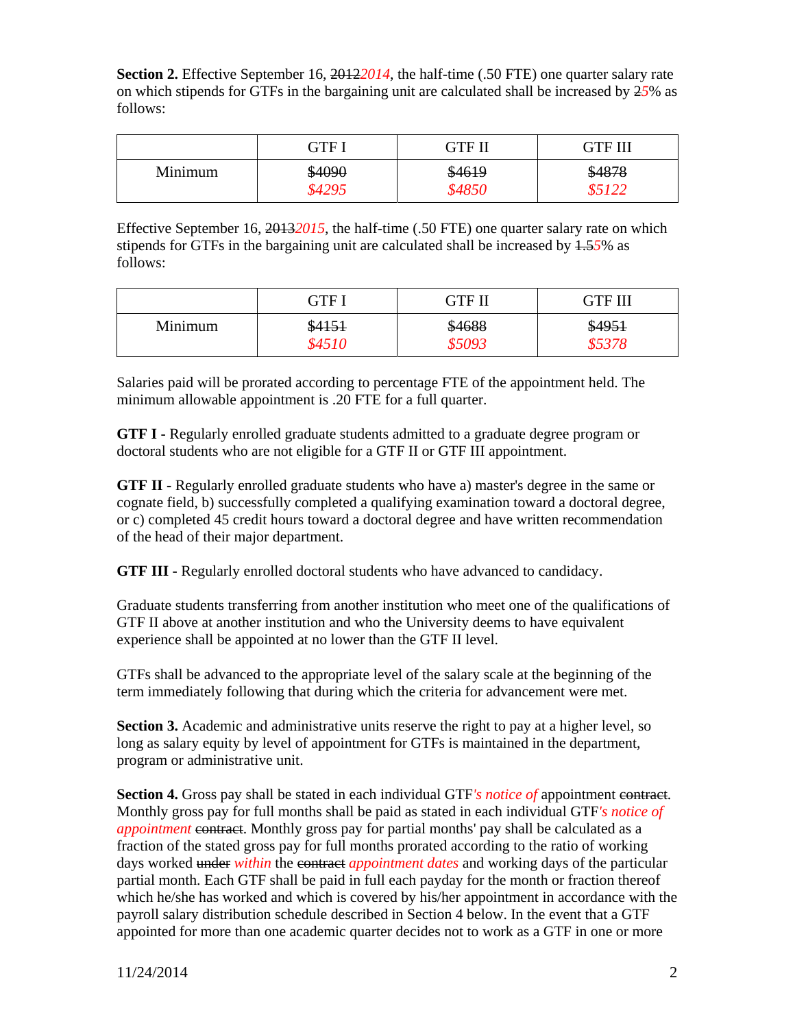**Section 2.** Effective September 16, ~~2012~~*2014*, the half-time (.50 FTE) one quarter salary rate on which stipends for GTFs in the bargaining unit are calculated shall be increased by ~~2~~*5*% as follows:

| | GTF I | GTF II | GTF III |
|---|---|---|---|
| Minimum | ~~$4090~~ *$4295* | ~~$4619~~ *$4850* | ~~$4878~~ *$5122* |

Effective September 16, ~~2013~~*2015*, the half-time (.50 FTE) one quarter salary rate on which stipends for GTFs in the bargaining unit are calculated shall be increased by ~~1.5~~*5*% as follows:

| | GTF I | GTF II | GTF III |
|---|---|---|---|
| Minimum | ~~$4151~~ *$4510* | ~~$4688~~ *$5093* | ~~$4951~~ *$5378* |

Salaries paid will be prorated according to percentage FTE of the appointment held. The minimum allowable appointment is .20 FTE for a full quarter.

**GTF I -** Regularly enrolled graduate students admitted to a graduate degree program or doctoral students who are not eligible for a GTF II or GTF III appointment.

**GTF II -** Regularly enrolled graduate students who have a) master's degree in the same or cognate field, b) successfully completed a qualifying examination toward a doctoral degree, or c) completed 45 credit hours toward a doctoral degree and have written recommendation of the head of their major department.

**GTF III -** Regularly enrolled doctoral students who have advanced to candidacy.

Graduate students transferring from another institution who meet one of the qualifications of GTF II above at another institution and who the University deems to have equivalent experience shall be appointed at no lower than the GTF II level.

GTFs shall be advanced to the appropriate level of the salary scale at the beginning of the term immediately following that during which the criteria for advancement were met.

**Section 3.** Academic and administrative units reserve the right to pay at a higher level, so long as salary equity by level of appointment for GTFs is maintained in the department, program or administrative unit.

**Section 4.** Gross pay shall be stated in each individual GTF*'s notice of* appointment ~~contract~~. Monthly gross pay for full months shall be paid as stated in each individual GTF*'s notice of appointment* ~~contract~~. Monthly gross pay for partial months' pay shall be calculated as a fraction of the stated gross pay for full months prorated according to the ratio of working days worked ~~under~~ *within* the ~~contract~~ *appointment dates* and working days of the particular partial month. Each GTF shall be paid in full each payday for the month or fraction thereof which he/she has worked and which is covered by his/her appointment in accordance with the payroll salary distribution schedule described in Section 4 below. In the event that a GTF appointed for more than one academic quarter decides not to work as a GTF in one or more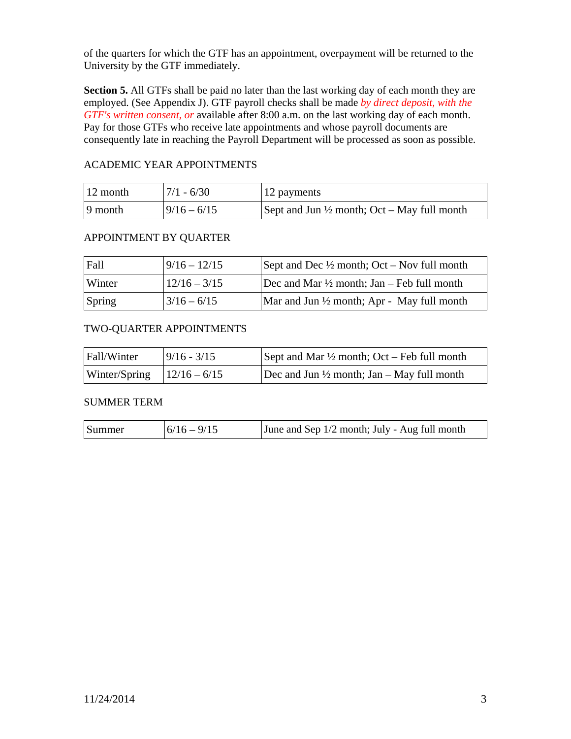of the quarters for which the GTF has an appointment, overpayment will be returned to the University by the GTF immediately.

**Section 5.** All GTFs shall be paid no later than the last working day of each month they are employed. (See Appendix J). GTF payroll checks shall be made *by direct deposit, with the GTF's written consent, or* available after 8:00 a.m. on the last working day of each month. Pay for those GTFs who receive late appointments and whose payroll documents are consequently late in reaching the Payroll Department will be processed as soon as possible.

ACADEMIC YEAR APPOINTMENTS

| | | |
|---|---|---|
| 12 month | 7/1 - 6/30 | 12 payments |
| 9 month | 9/16 – 6/15 | Sept and Jun ½ month; Oct – May full month |

APPOINTMENT BY QUARTER

| | | |
|---|---|---|
| Fall | 9/16 – 12/15 | Sept and Dec ½ month; Oct – Nov full month |
| Winter | 12/16 – 3/15 | Dec and Mar ½ month; Jan – Feb full month |
| Spring | 3/16 – 6/15 | Mar and Jun ½ month; Apr - May full month |

TWO-QUARTER APPOINTMENTS

| | | |
|---|---|---|
| Fall/Winter | 9/16 - 3/15 | Sept and Mar ½ month; Oct – Feb full month |
| Winter/Spring | 12/16 – 6/15 | Dec and Jun ½ month; Jan – May full month |

SUMMER TERM

| | | |
|---|---|---|
| Summer | 6/16 – 9/15 | June and Sep 1/2 month; July - Aug full month |

11/24/2014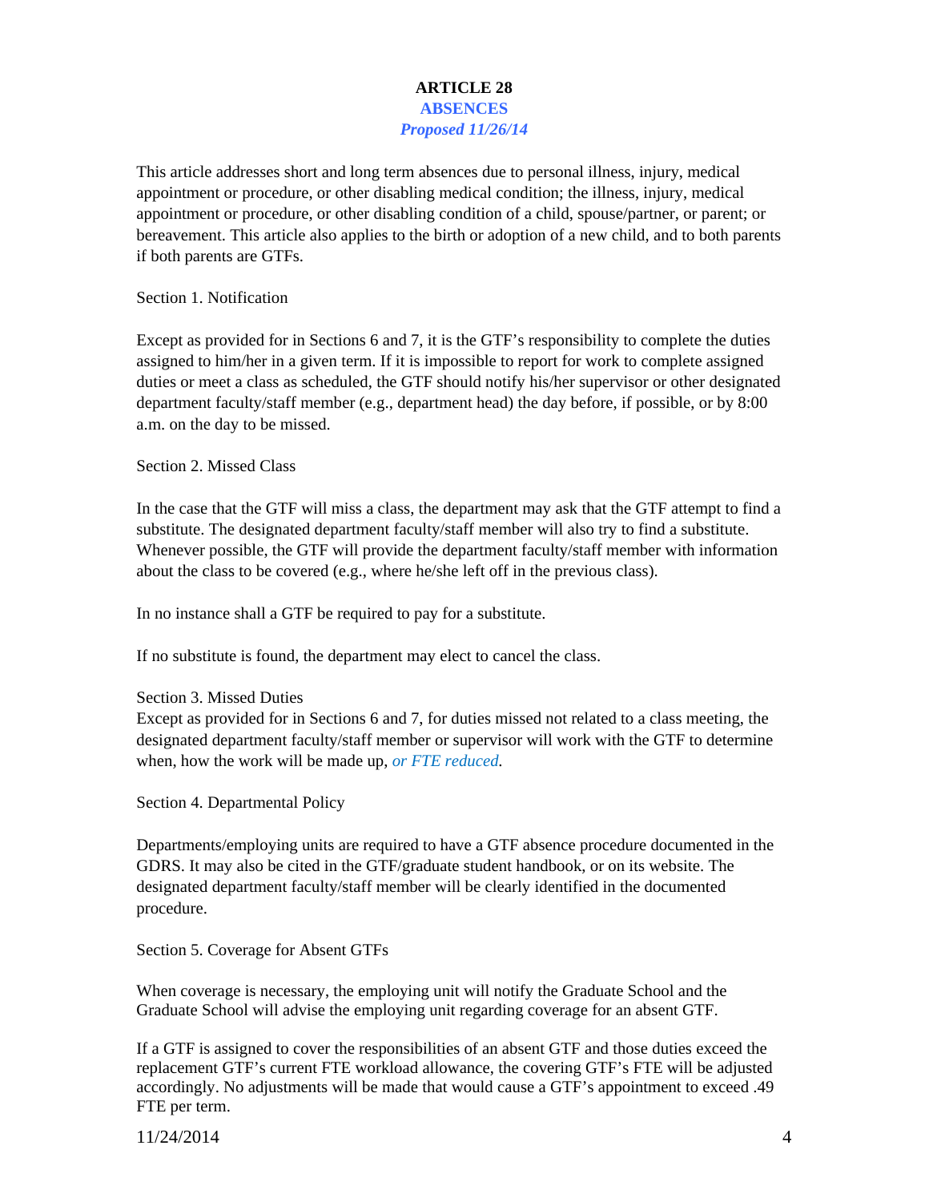# ARTICLE 28

## ABSENCES

***Proposed 11/26/14***

This article addresses short and long term absences due to personal illness, injury, medical appointment or procedure, or other disabling medical condition; the illness, injury, medical appointment or procedure, or other disabling condition of a child, spouse/partner, or parent; or bereavement. This article also applies to the birth or adoption of a new child, and to both parents if both parents are GTFs.

### Section 1. Notification

Except as provided for in Sections 6 and 7, it is the GTF's responsibility to complete the duties assigned to him/her in a given term. If it is impossible to report for work to complete assigned duties or meet a class as scheduled, the GTF should notify his/her supervisor or other designated department faculty/staff member (e.g., department head) the day before, if possible, or by 8:00 a.m. on the day to be missed.

### Section 2. Missed Class

In the case that the GTF will miss a class, the department may ask that the GTF attempt to find a substitute. The designated department faculty/staff member will also try to find a substitute. Whenever possible, the GTF will provide the department faculty/staff member with information about the class to be covered (e.g., where he/she left off in the previous class).

In no instance shall a GTF be required to pay for a substitute.

If no substitute is found, the department may elect to cancel the class.

### Section 3. Missed Duties

Except as provided for in Sections 6 and 7, for duties missed not related to a class meeting, the designated department faculty/staff member or supervisor will work with the GTF to determine when, how the work will be made up, *or FTE reduced*.

### Section 4. Departmental Policy

Departments/employing units are required to have a GTF absence procedure documented in the GDRS. It may also be cited in the GTF/graduate student handbook, or on its website. The designated department faculty/staff member will be clearly identified in the documented procedure.

### Section 5. Coverage for Absent GTFs

When coverage is necessary, the employing unit will notify the Graduate School and the Graduate School will advise the employing unit regarding coverage for an absent GTF.

If a GTF is assigned to cover the responsibilities of an absent GTF and those duties exceed the replacement GTF's current FTE workload allowance, the covering GTF's FTE will be adjusted accordingly. No adjustments will be made that would cause a GTF's appointment to exceed .49 FTE per term.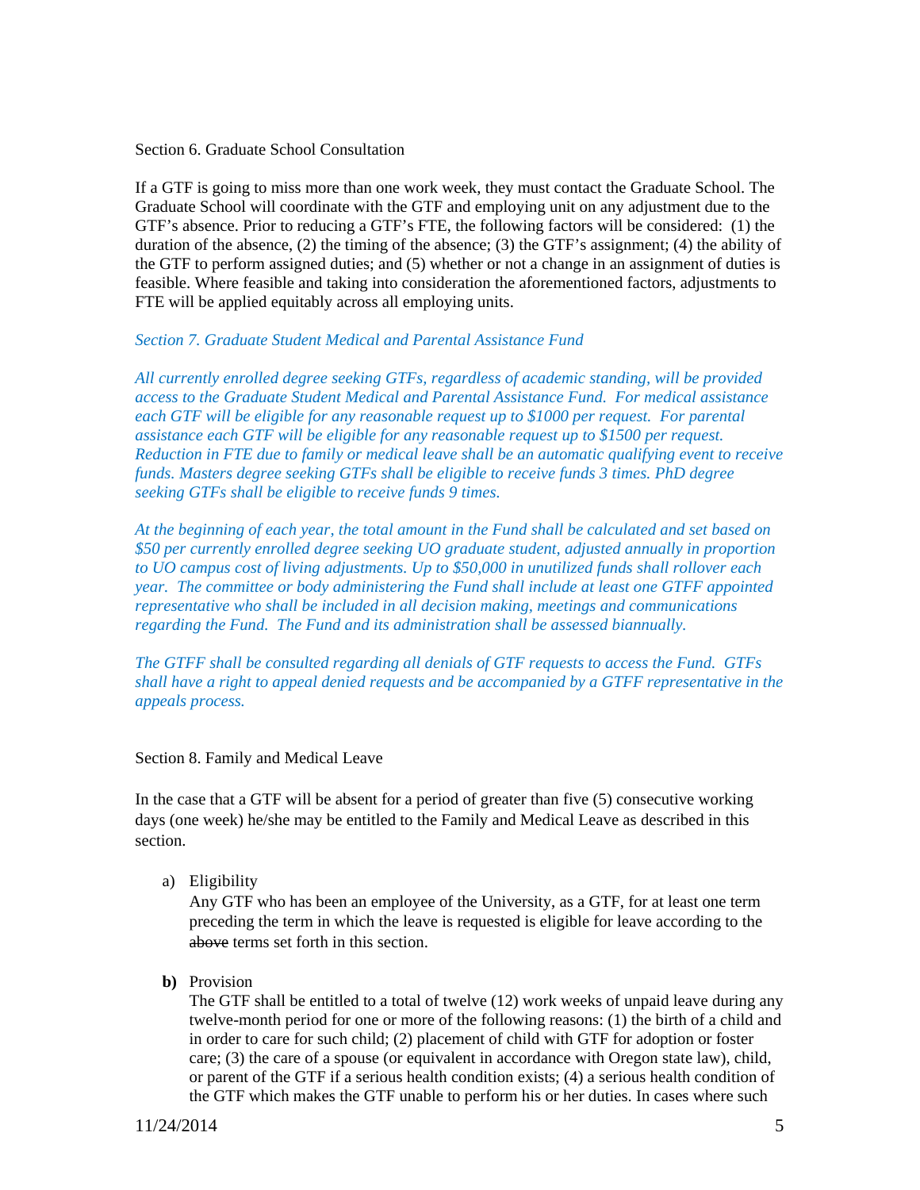Section 6. Graduate School Consultation

If a GTF is going to miss more than one work week, they must contact the Graduate School. The Graduate School will coordinate with the GTF and employing unit on any adjustment due to the GTF's absence. Prior to reducing a GTF's FTE, the following factors will be considered: (1) the duration of the absence, (2) the timing of the absence; (3) the GTF's assignment; (4) the ability of the GTF to perform assigned duties; and (5) whether or not a change in an assignment of duties is feasible. Where feasible and taking into consideration the aforementioned factors, adjustments to FTE will be applied equitably across all employing units.

*Section 7. Graduate Student Medical and Parental Assistance Fund*

*All currently enrolled degree seeking GTFs, regardless of academic standing, will be provided access to the Graduate Student Medical and Parental Assistance Fund. For medical assistance each GTF will be eligible for any reasonable request up to $1000 per request. For parental assistance each GTF will be eligible for any reasonable request up to $1500 per request. Reduction in FTE due to family or medical leave shall be an automatic qualifying event to receive funds. Masters degree seeking GTFs shall be eligible to receive funds 3 times. PhD degree seeking GTFs shall be eligible to receive funds 9 times.*

*At the beginning of each year, the total amount in the Fund shall be calculated and set based on $50 per currently enrolled degree seeking UO graduate student, adjusted annually in proportion to UO campus cost of living adjustments. Up to $50,000 in unutilized funds shall rollover each year. The committee or body administering the Fund shall include at least one GTFF appointed representative who shall be included in all decision making, meetings and communications regarding the Fund. The Fund and its administration shall be assessed biannually.*

*The GTFF shall be consulted regarding all denials of GTF requests to access the Fund. GTFs shall have a right to appeal denied requests and be accompanied by a GTFF representative in the appeals process.*

Section 8. Family and Medical Leave

In the case that a GTF will be absent for a period of greater than five (5) consecutive working days (one week) he/she may be entitled to the Family and Medical Leave as described in this section.

a) Eligibility
   Any GTF who has been an employee of the University, as a GTF, for at least one term preceding the term in which the leave is requested is eligible for leave according to the ~~above~~ terms set forth in this section.

**b)** Provision
   The GTF shall be entitled to a total of twelve (12) work weeks of unpaid leave during any twelve-month period for one or more of the following reasons: (1) the birth of a child and in order to care for such child; (2) placement of child with GTF for adoption or foster care; (3) the care of a spouse (or equivalent in accordance with Oregon state law), child, or parent of the GTF if a serious health condition exists; (4) a serious health condition of the GTF which makes the GTF unable to perform his or her duties. In cases where such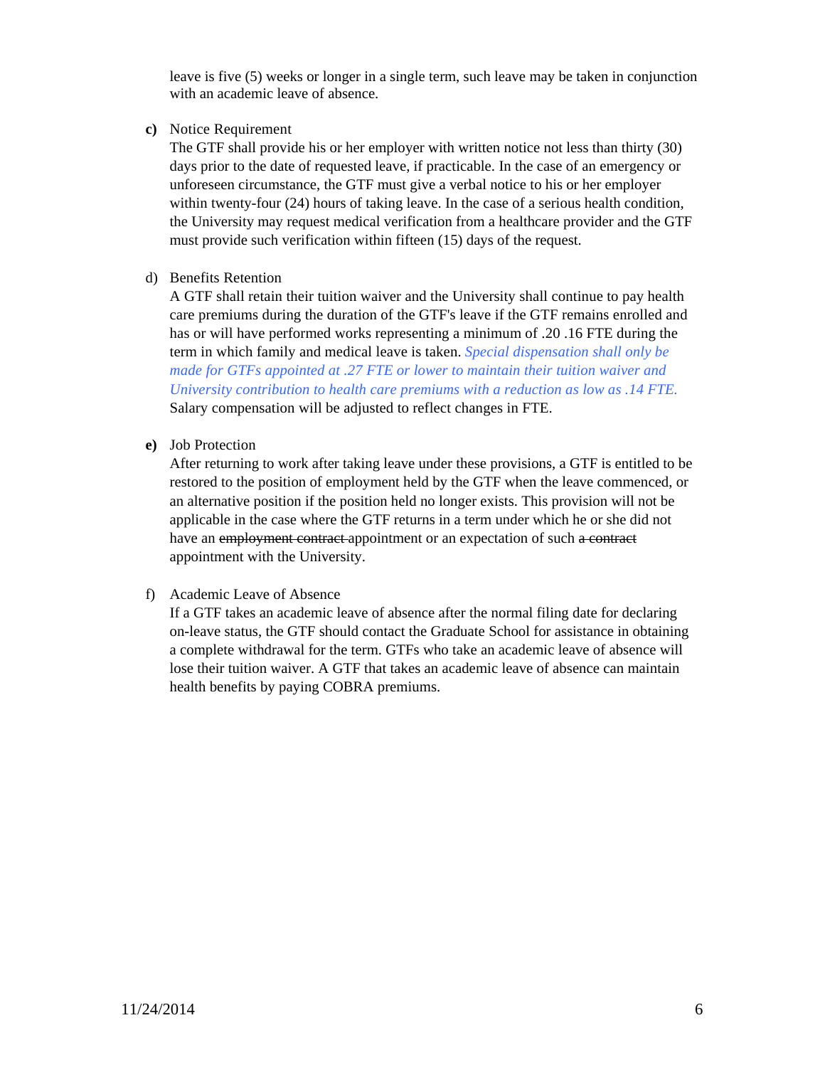leave is five (5) weeks or longer in a single term, such leave may be taken in conjunction with an academic leave of absence.

**c)** Notice Requirement
The GTF shall provide his or her employer with written notice not less than thirty (30) days prior to the date of requested leave, if practicable. In the case of an emergency or unforeseen circumstance, the GTF must give a verbal notice to his or her employer within twenty-four (24) hours of taking leave. In the case of a serious health condition, the University may request medical verification from a healthcare provider and the GTF must provide such verification within fifteen (15) days of the request.

d) Benefits Retention
A GTF shall retain their tuition waiver and the University shall continue to pay health care premiums during the duration of the GTF's leave if the GTF remains enrolled and has or will have performed works representing a minimum of .20 .16 FTE during the term in which family and medical leave is taken. *Special dispensation shall only be made for GTFs appointed at .27 FTE or lower to maintain their tuition waiver and University contribution to health care premiums with a reduction as low as .14 FTE.* Salary compensation will be adjusted to reflect changes in FTE.

**e)** Job Protection
After returning to work after taking leave under these provisions, a GTF is entitled to be restored to the position of employment held by the GTF when the leave commenced, or an alternative position if the position held no longer exists. This provision will not be applicable in the case where the GTF returns in a term under which he or she did not have an ~~employment contract~~ appointment or an expectation of such ~~a contract~~ appointment with the University.

f) Academic Leave of Absence
If a GTF takes an academic leave of absence after the normal filing date for declaring on-leave status, the GTF should contact the Graduate School for assistance in obtaining a complete withdrawal for the term. GTFs who take an academic leave of absence will lose their tuition waiver. A GTF that takes an academic leave of absence can maintain health benefits by paying COBRA premiums.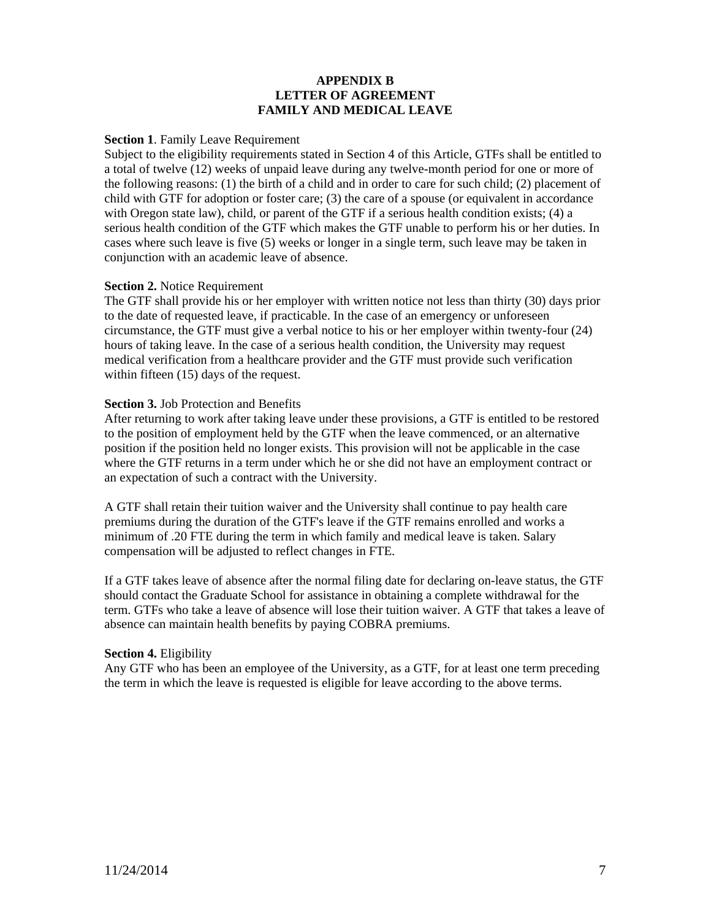# APPENDIX B
# LETTER OF AGREEMENT
# FAMILY AND MEDICAL LEAVE

**Section 1**. Family Leave Requirement

Subject to the eligibility requirements stated in Section 4 of this Article, GTFs shall be entitled to a total of twelve (12) weeks of unpaid leave during any twelve-month period for one or more of the following reasons: (1) the birth of a child and in order to care for such child; (2) placement of child with GTF for adoption or foster care; (3) the care of a spouse (or equivalent in accordance with Oregon state law), child, or parent of the GTF if a serious health condition exists; (4) a serious health condition of the GTF which makes the GTF unable to perform his or her duties. In cases where such leave is five (5) weeks or longer in a single term, such leave may be taken in conjunction with an academic leave of absence.

**Section 2.** Notice Requirement

The GTF shall provide his or her employer with written notice not less than thirty (30) days prior to the date of requested leave, if practicable. In the case of an emergency or unforeseen circumstance, the GTF must give a verbal notice to his or her employer within twenty-four (24) hours of taking leave. In the case of a serious health condition, the University may request medical verification from a healthcare provider and the GTF must provide such verification within fifteen (15) days of the request.

**Section 3.** Job Protection and Benefits

After returning to work after taking leave under these provisions, a GTF is entitled to be restored to the position of employment held by the GTF when the leave commenced, or an alternative position if the position held no longer exists. This provision will not be applicable in the case where the GTF returns in a term under which he or she did not have an employment contract or an expectation of such a contract with the University.

A GTF shall retain their tuition waiver and the University shall continue to pay health care premiums during the duration of the GTF's leave if the GTF remains enrolled and works a minimum of .20 FTE during the term in which family and medical leave is taken. Salary compensation will be adjusted to reflect changes in FTE.

If a GTF takes leave of absence after the normal filing date for declaring on-leave status, the GTF should contact the Graduate School for assistance in obtaining a complete withdrawal for the term. GTFs who take a leave of absence will lose their tuition waiver. A GTF that takes a leave of absence can maintain health benefits by paying COBRA premiums.

**Section 4.** Eligibility

Any GTF who has been an employee of the University, as a GTF, for at least one term preceding the term in which the leave is requested is eligible for leave according to the above terms.